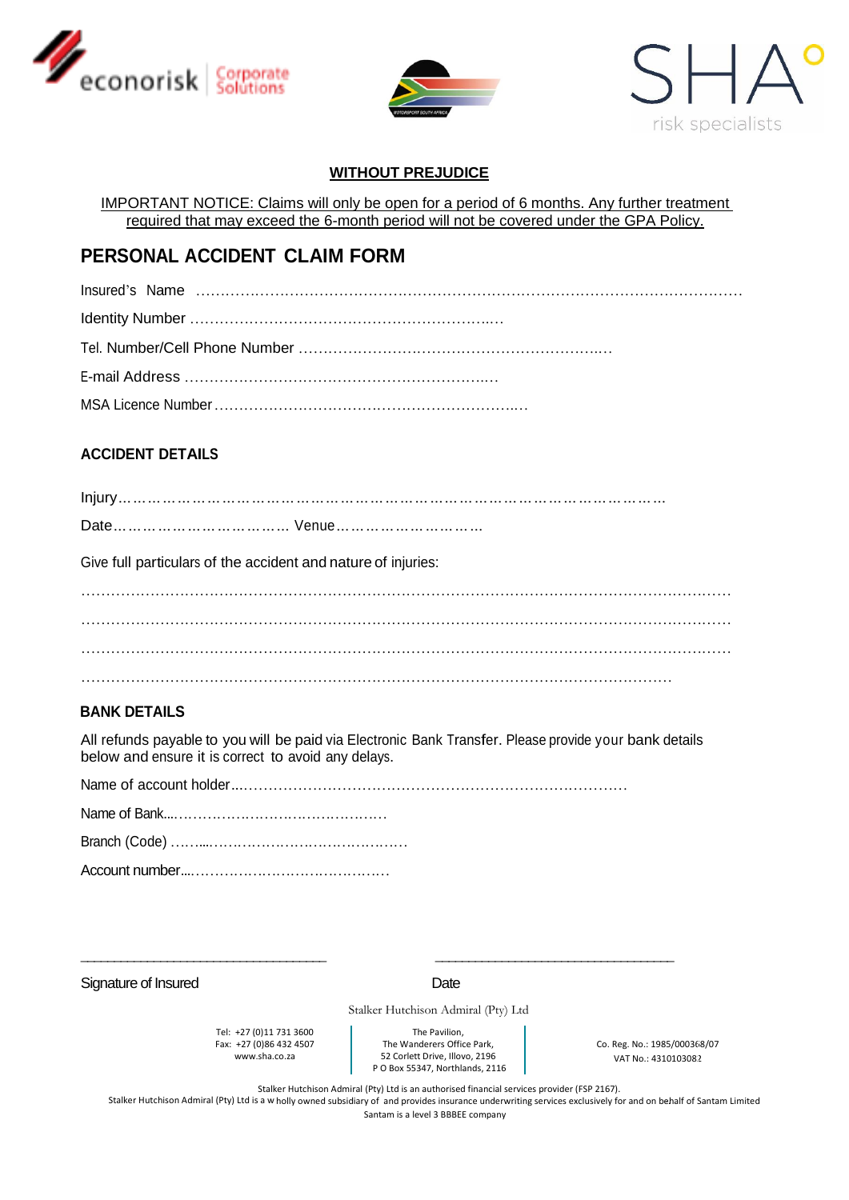econorisk Corporate Solutions

SHA risk specialists

**WITHOUT PREJUDICE**

IMPORTANT NOTICE: Claims will only be open for a period of 6 months. Any further treatment required that may exceed the 6-month period will not be covered under the GPA Policy.

# PERSONAL ACCIDENT CLAIM FORM

Insured's Name ……………………………………………………………………………………………………

Identity Number ………………………………………………………..

Tel. Number/Cell Phone Number ………………………………………………………..

E-mail Address ………………………………………………………..

MSA Licence Number ………………………………………………………..

## ACCIDENT DETAILS

Injury……………………………………………………………………………………

Date……………………………… Venue…………………………

Give full particulars of the accident and nature of injuries:

……………………………………………………………………………………………………………………

……………………………………………………………………………………………………………………

……………………………………………………………………………………………………………………

……………………………………………………………………………………………………………

## BANK DETAILS

All refunds payable to you will be paid via Electronic Bank Transfer. Please provide your bank details below and ensure it is correct to avoid any delays.

Name of account holder...……………………………………………………………………

Name of Bank....…………………………………………

Branch (Code) ……....……………………………………

Account number...……………………………………

\_\_\_\_\_\_\_\_\_\_\_\_\_\_\_\_\_\_\_\_\_\_\_\_\_\_\_\_\_\_\_\_\_\_\_\_\_\_ \_\_\_\_\_\_\_\_\_\_\_\_\_\_\_\_\_\_\_\_\_\_\_\_\_\_\_\_\_\_\_\_\_\_\_\_\_\_

Signature of Insured Date

Stalker Hutchison Admiral (Pty) Ltd

Tel: +27 (0)11 731 3600
Fax: +27 (0)86 432 4507
www.sha.co.za

The Pavilion,
The Wanderers Office Park,
52 Corlett Drive, Illovo, 2196
P O Box 55347, Northlands, 2116

Co. Reg. No.: 1985/000368/07
VAT No.: 4310103082

Stalker Hutchison Admiral (Pty) Ltd is an authorised financial services provider (FSP 2167).
Stalker Hutchison Admiral (Pty) Ltd is a wholly owned subsidiary of and provides insurance underwriting services exclusively for and on behalf of Santam Limited
Santam is a level 3 BBBEE company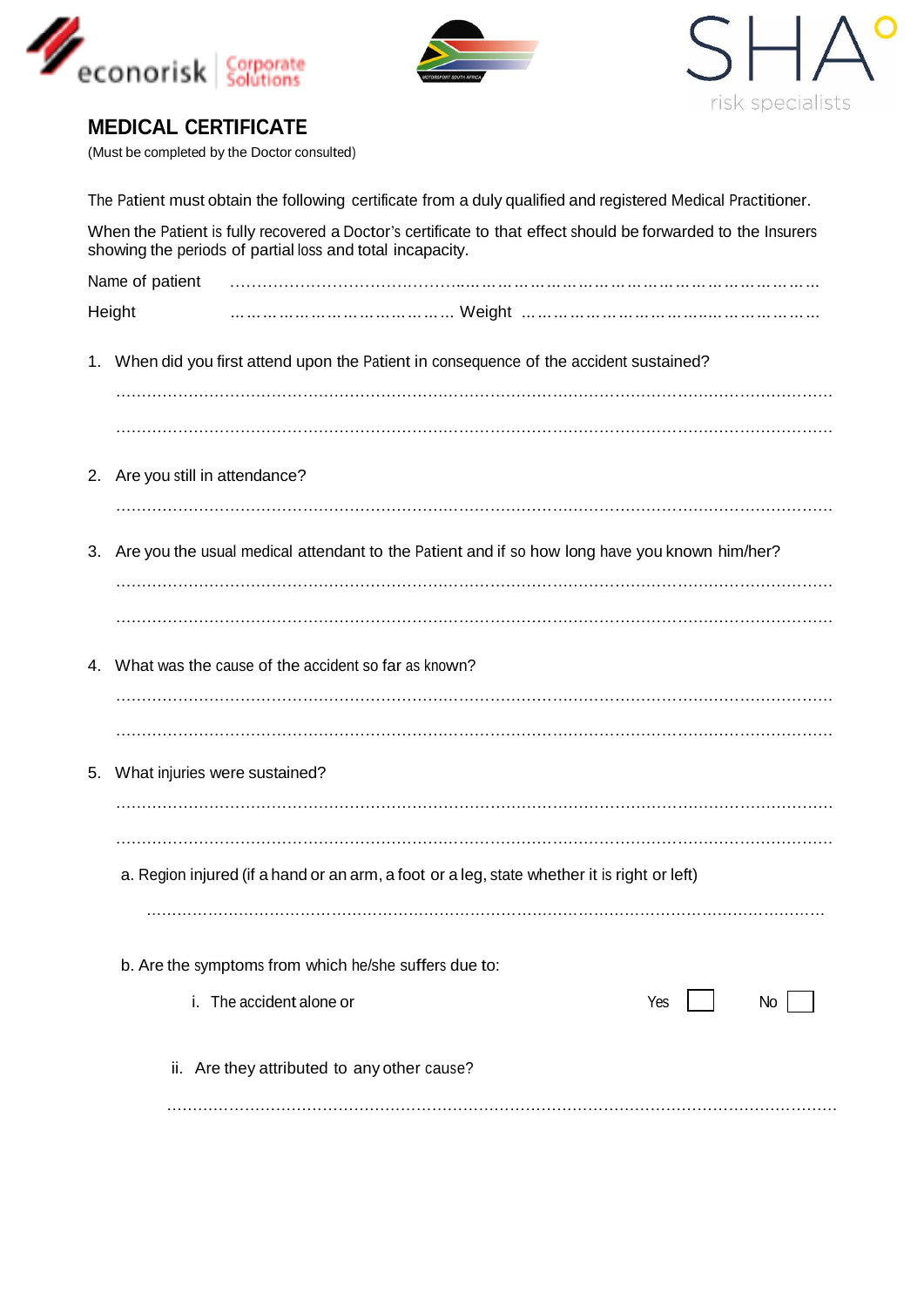# MEDICAL CERTIFICATE

(Must be completed by the Doctor consulted)

The Patient must obtain the following certificate from a duly qualified and registered Medical Practitioner.

When the Patient is fully recovered a Doctor's certificate to that effect should be forwarded to the Insurers showing the periods of partial loss and total incapacity.

Name of patient ……………………………………………………………………………………………

Height ………………………………… Weight ………………………………………………

1. When did you first attend upon the Patient in consequence of the accident sustained?

   ………………………………………………………………………………………………………………

   ………………………………………………………………………………………………………………

2. Are you still in attendance?

   ………………………………………………………………………………………………………………

3. Are you the usual medical attendant to the Patient and if so how long have you known him/her?

   ………………………………………………………………………………………………………………

   ………………………………………………………………………………………………………………

4. What was the cause of the accident so far as known?

   ………………………………………………………………………………………………………………

   ………………………………………………………………………………………………………………

5. What injuries were sustained?

   ………………………………………………………………………………………………………………

   ………………………………………………………………………………………………………………

   a. Region injured (if a hand or an arm, a foot or a leg, state whether it is right or left)

   ………………………………………………………………………………………………………………

   b. Are the symptoms from which he/she suffers due to:

      i. The accident alone or Yes ☐ No ☐

      ii. Are they attributed to any other cause?

      ………………………………………………………………………………………………………………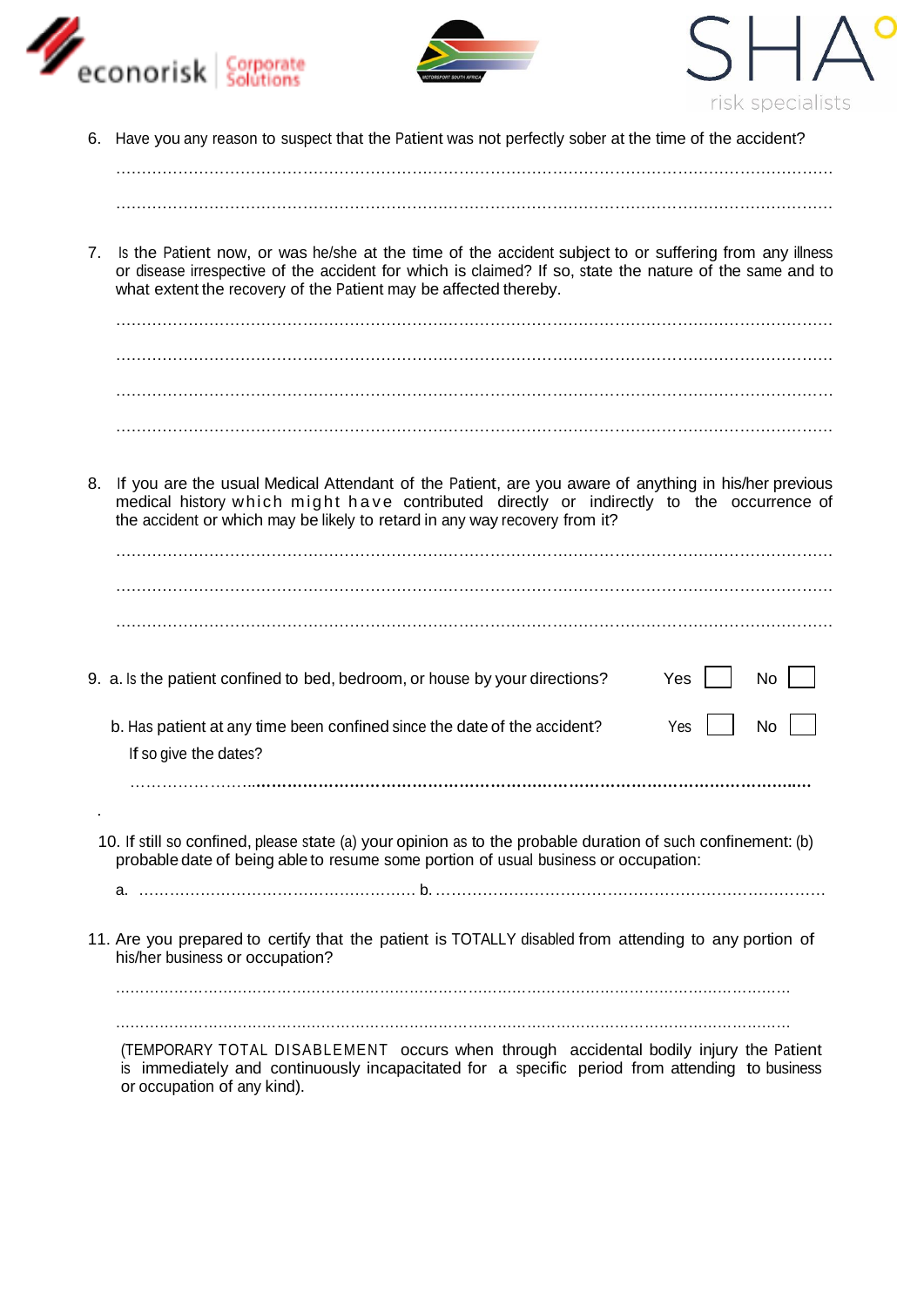6. Have you any reason to suspect that the Patient was not perfectly sober at the time of the accident?

    ……………………………………………………………………………………………………………………………

    ……………………………………………………………………………………………………………………………

7. Is the Patient now, or was he/she at the time of the accident subject to or suffering from any illness or disease irrespective of the accident for which is claimed? If so, state the nature of the same and to what extent the recovery of the Patient may be affected thereby.

    ……………………………………………………………………………………………………………………………

    ……………………………………………………………………………………………………………………………

    ……………………………………………………………………………………………………………………………

    ……………………………………………………………………………………………………………………………

8. If you are the usual Medical Attendant of the Patient, are you aware of anything in his/her previous medical history which might have contributed directly or indirectly to the occurrence of the accident or which may be likely to retard in any way recovery from it?

    ……………………………………………………………………………………………………………………………

    ……………………………………………………………………………………………………………………………

    ……………………………………………………………………………………………………………………………

9. a. Is the patient confined to bed, bedroom, or house by your directions? Yes ☐ No ☐

    b. Has patient at any time been confined since the date of the accident? Yes ☐ No ☐

    If so give the dates?

    ……………………………………………………………………………………………………………………

10. If still so confined, please state (a) your opinion as to the probable duration of such confinement: (b) probable date of being able to resume some portion of usual business or occupation:

    a. ……………………………………………… b. ………………………………………………………………

11. Are you prepared to certify that the patient is TOTALLY disabled from attending to any portion of his/her business or occupation?

    ……………………………………………………………………………………………………………………………

    ……………………………………………………………………………………………………………………………

    (TEMPORARY TOTAL DISABLEMENT occurs when through accidental bodily injury the Patient is immediately and continuously incapacitated for a specific period from attending to business or occupation of any kind).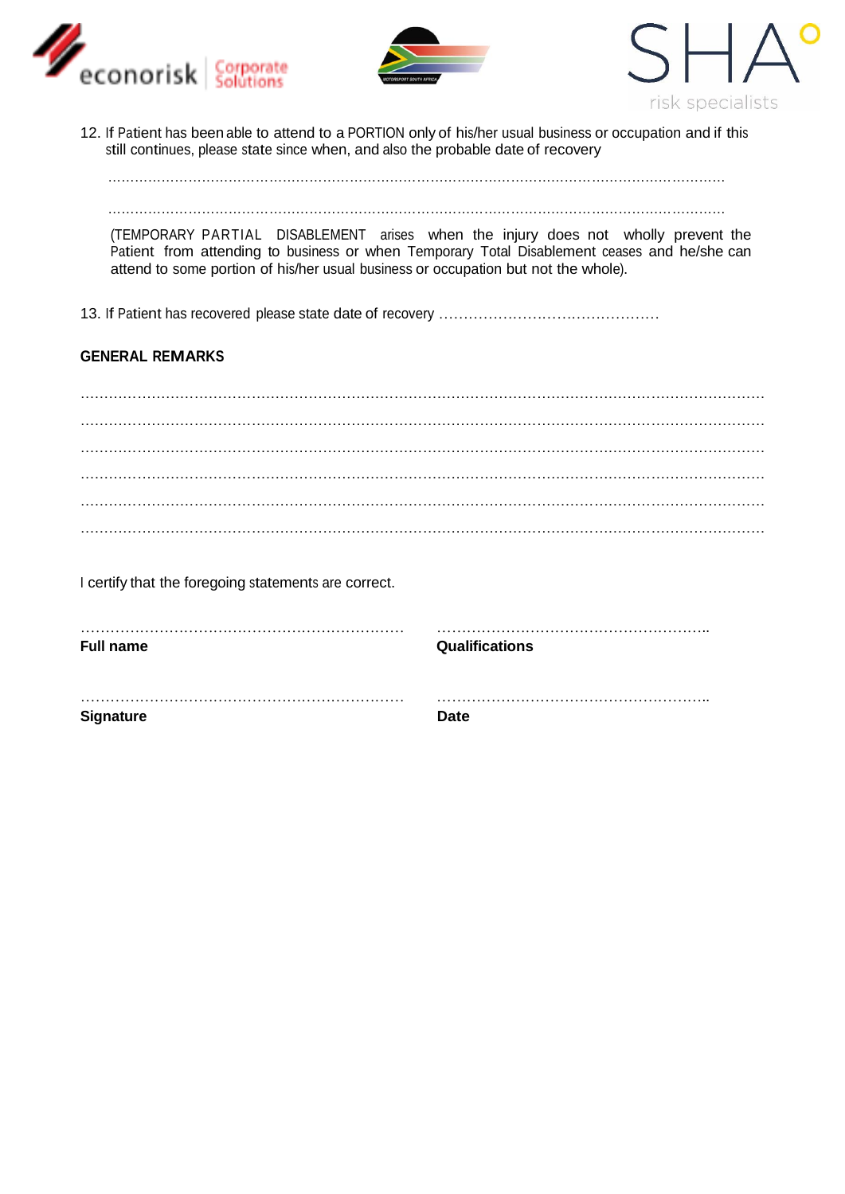12. If Patient has been able to attend to a PORTION only of his/her usual business or occupation and if this still continues, please state since when, and also the probable date of recovery

……………………………………………………………………………………………………………………

……………………………………………………………………………………………………………………

(TEMPORARY PARTIAL DISABLEMENT arises when the injury does not wholly prevent the Patient from attending to business or when Temporary Total Disablement ceases and he/she can attend to some portion of his/her usual business or occupation but not the whole).

13. If Patient has recovered please state date of recovery ……………………………………………

**GENERAL REMARKS**

……………………………………………………………………………………………………………………

……………………………………………………………………………………………………………………

……………………………………………………………………………………………………………………

……………………………………………………………………………………………………………………

……………………………………………………………………………………………………………………

……………………………………………………………………………………………………………………

I certify that the foregoing statements are correct.

| | |
|---|---|
| ………………………………………………………… | ………………………………………………….. |
| **Full name** | **Qualifications** |
| ………………………………………………………… | ………………………………………………….. |
| **Signature** | **Date** |